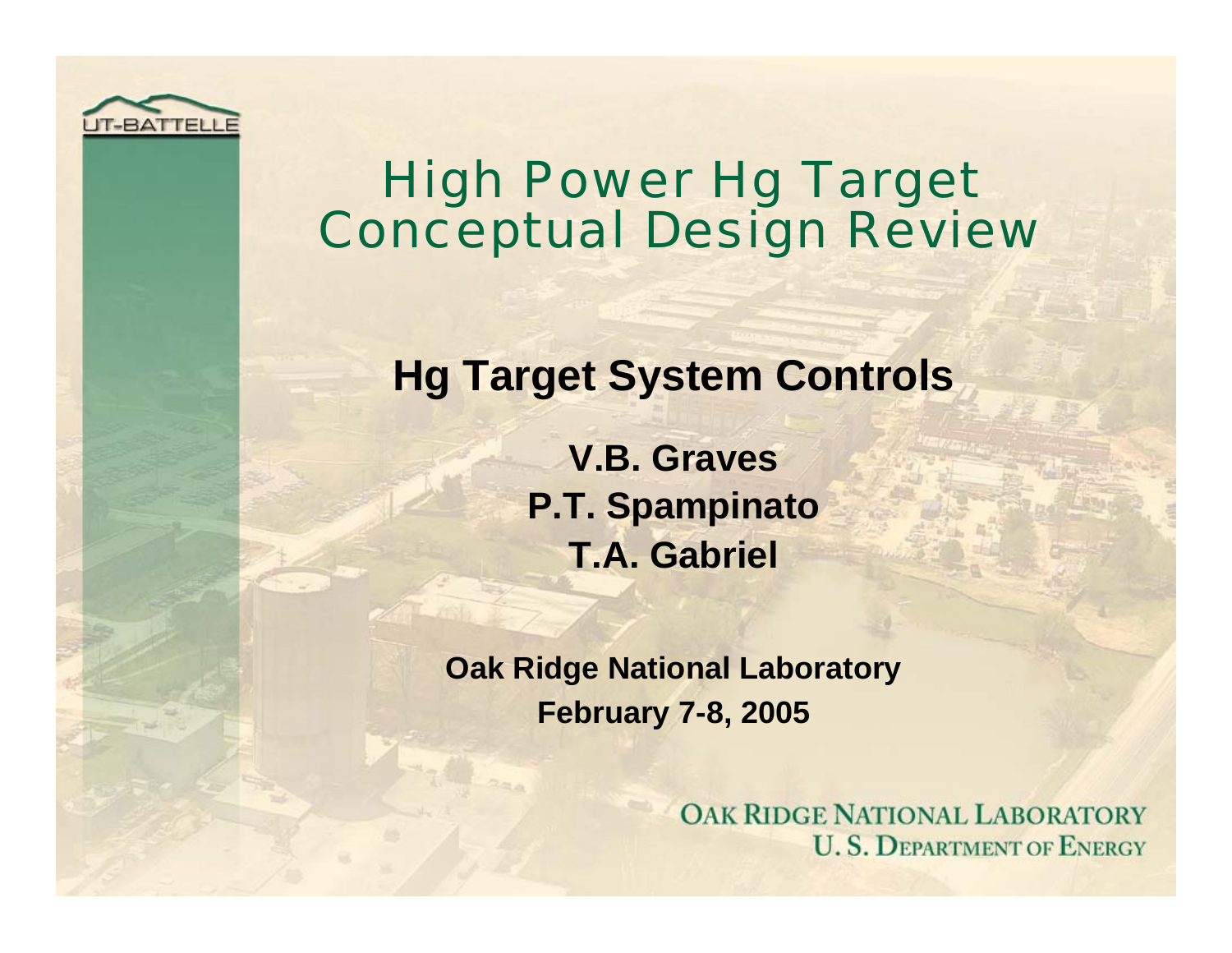# High Power Hg Target Conceptual Design Review

## Hg Target System Controls

**V.B. Graves**
**P.T. Spampinato**
**T.A. Gabriel**

**Oak Ridge National Laboratory**
**February 7-8, 2005**

OAK RIDGE NATIONAL LABORATORY
U. S. DEPARTMENT OF ENERGY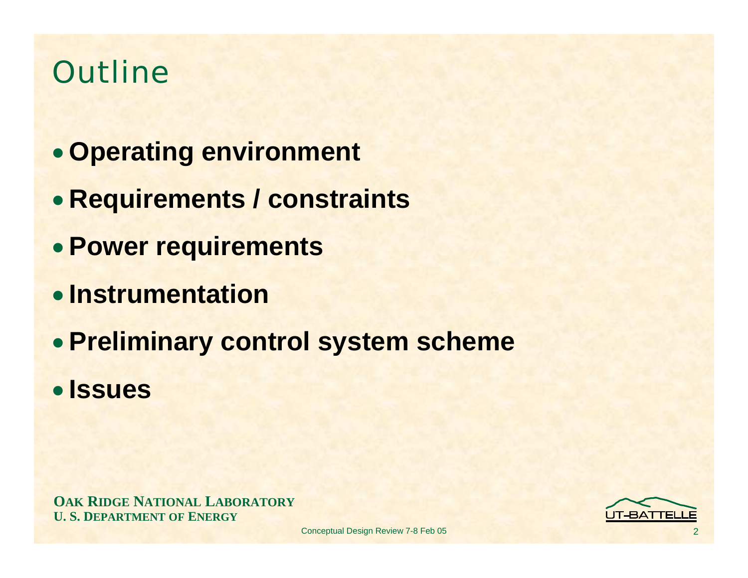# Outline

- **Operating environment**
- **Requirements / constraints**
- **Power requirements**
- **Instrumentation**
- **Preliminary control system scheme**
- **Issues**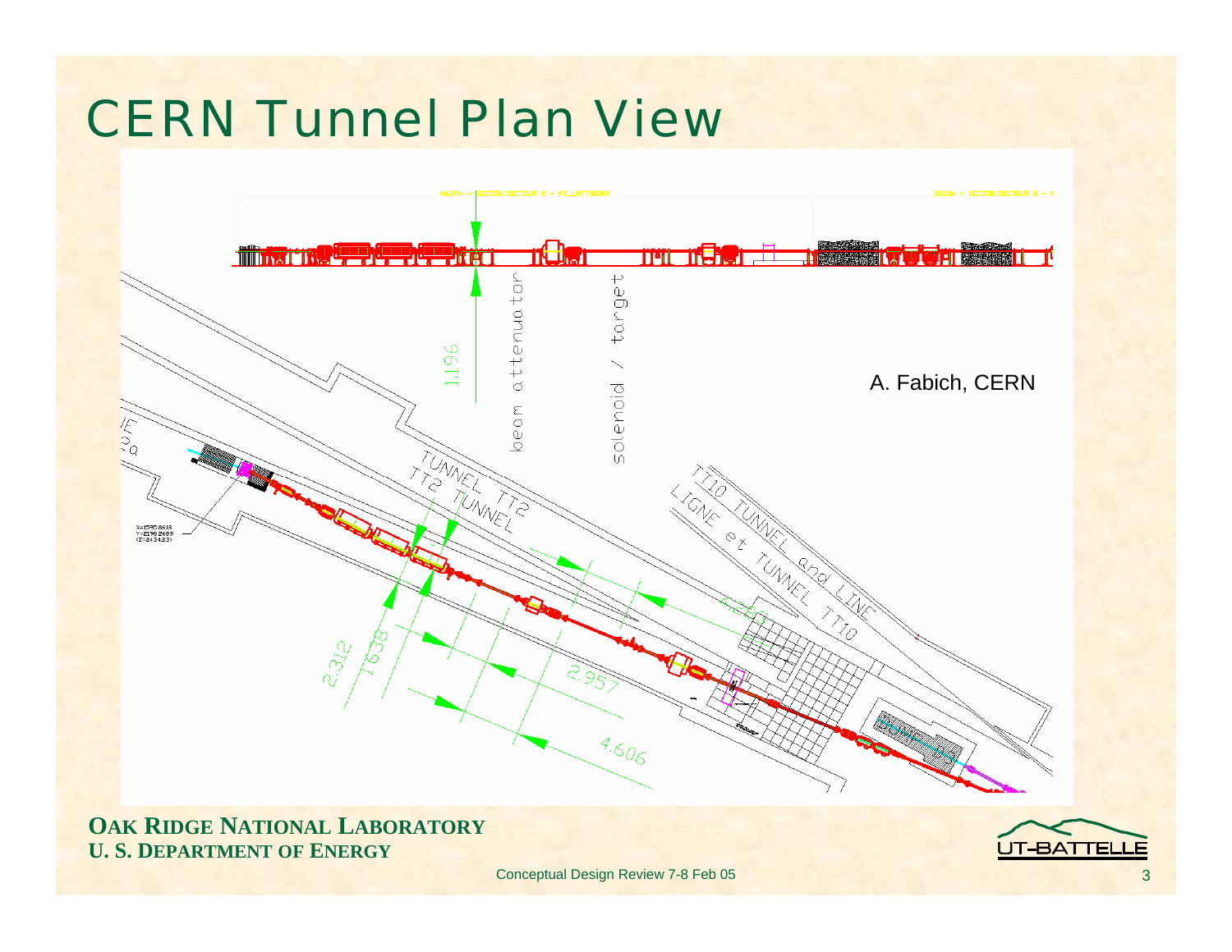# CERN Tunnel Plan View

A. Fabich, CERN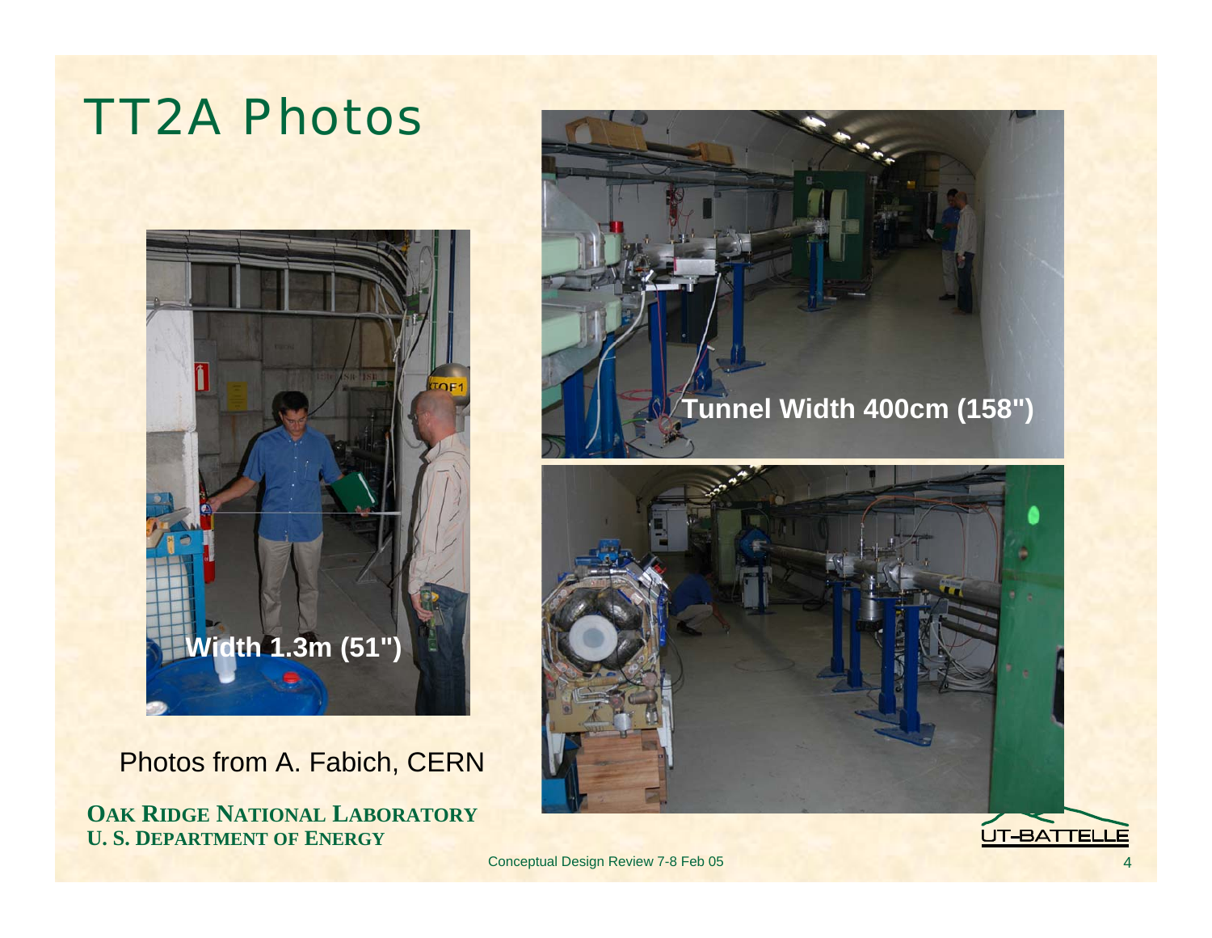# TT2A Photos

Width 1.3m (51")

Tunnel Width 400cm (158")

Photos from A. Fabich, CERN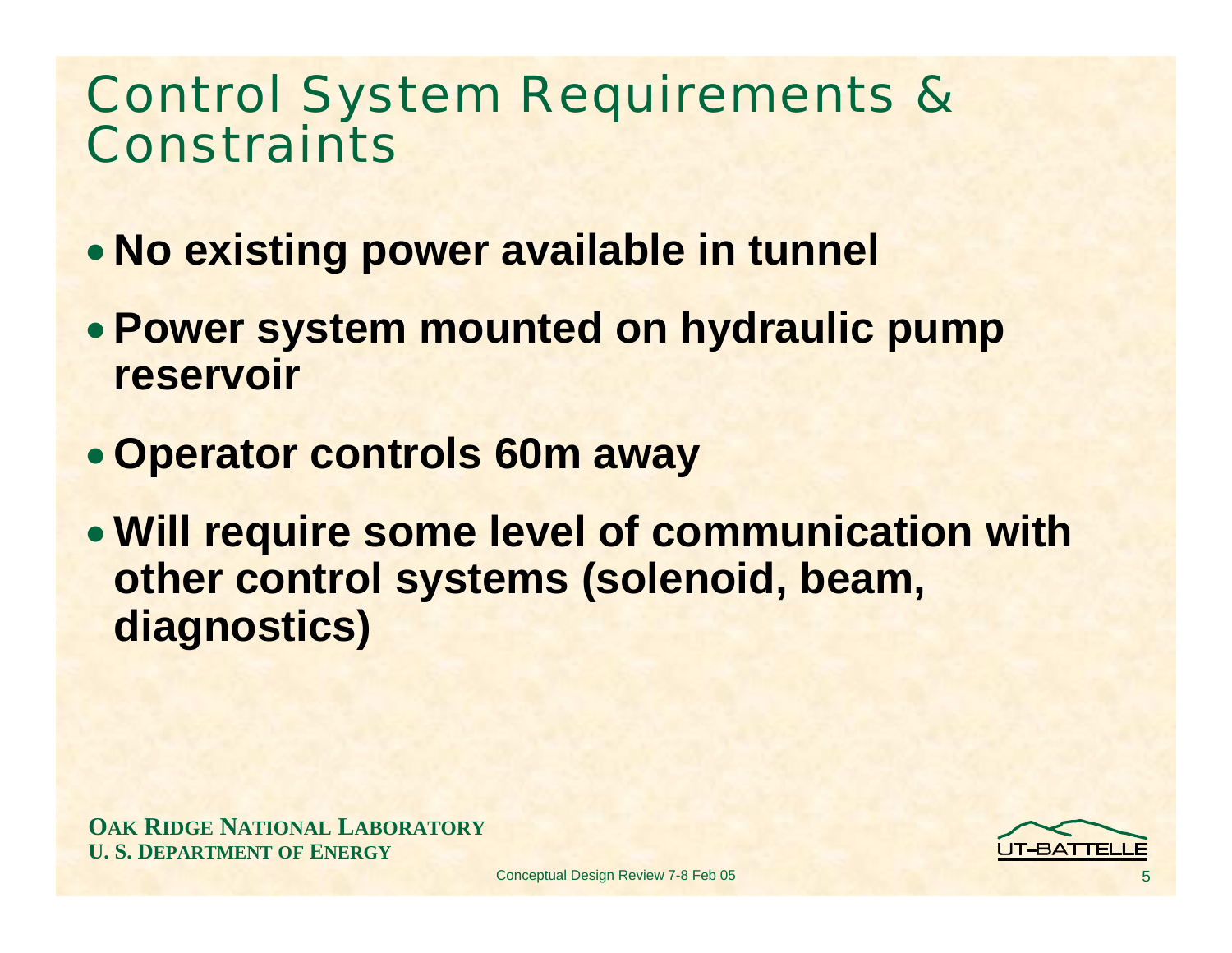# Control System Requirements & Constraints

- **No existing power available in tunnel**
- **Power system mounted on hydraulic pump reservoir**
- **Operator controls 60m away**
- **Will require some level of communication with other control systems (solenoid, beam, diagnostics)**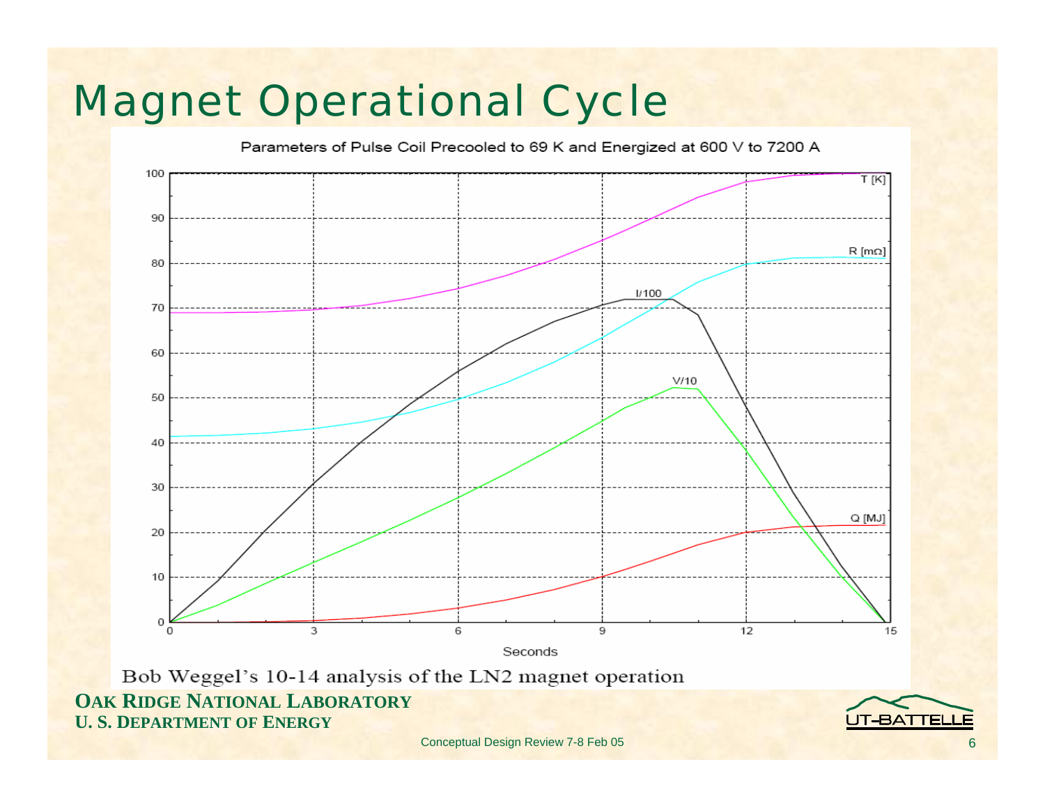# Magnet Operational Cycle

Parameters of Pulse Coil Precooled to 69 K and Energized at 600 V to 7200 A

Bob Weggel's 10-14 analysis of the LN2 magnet operation

**OAK RIDGE NATIONAL LABORATORY**
**U. S. DEPARTMENT OF ENERGY**

Conceptual Design Review 7-8 Feb 05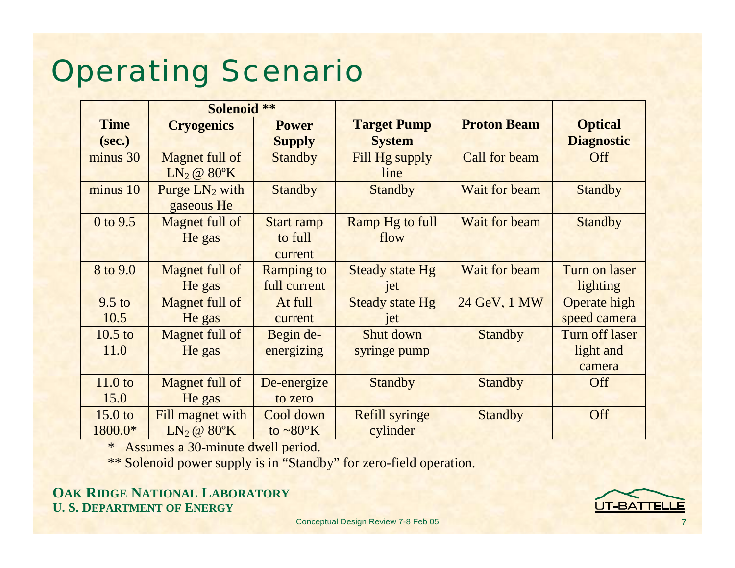# Operating Scenario

| Time (sec.) | Solenoid ** | | Target Pump System | Proton Beam | Optical Diagnostic |
|---|---|---|---|---|---|
| | Cryogenics | Power Supply | | | |
| minus 30 | Magnet full of $LN_2$ @ 80ºK | Standby | Fill Hg supply line | Call for beam | Off |
| minus 10 | Purge $LN_2$ with gaseous He | Standby | Standby | Wait for beam | Standby |
| 0 to 9.5 | Magnet full of He gas | Start ramp to full current | Ramp Hg to full flow | Wait for beam | Standby |
| 8 to 9.0 | Magnet full of He gas | Ramping to full current | Steady state Hg jet | Wait for beam | Turn on laser lighting |
| 9.5 to 10.5 | Magnet full of He gas | At full current | Steady state Hg jet | 24 GeV, 1 MW | Operate high speed camera |
| 10.5 to 11.0 | Magnet full of He gas | Begin de-energizing | Shut down syringe pump | Standby | Turn off laser light and camera |
| 11.0 to 15.0 | Magnet full of He gas | De-energize to zero | Standby | Standby | Off |
| 15.0 to 1800.0* | Fill magnet with $LN_2$ @ 80ºK | Cool down to ~80°K | Refill syringe cylinder | Standby | Off |

\* Assumes a 30-minute dwell period.

** Solenoid power supply is in "Standby" for zero-field operation.

**OAK RIDGE NATIONAL LABORATORY**
**U. S. DEPARTMENT OF ENERGY**

UT-BATTELLE

Conceptual Design Review 7-8 Feb 05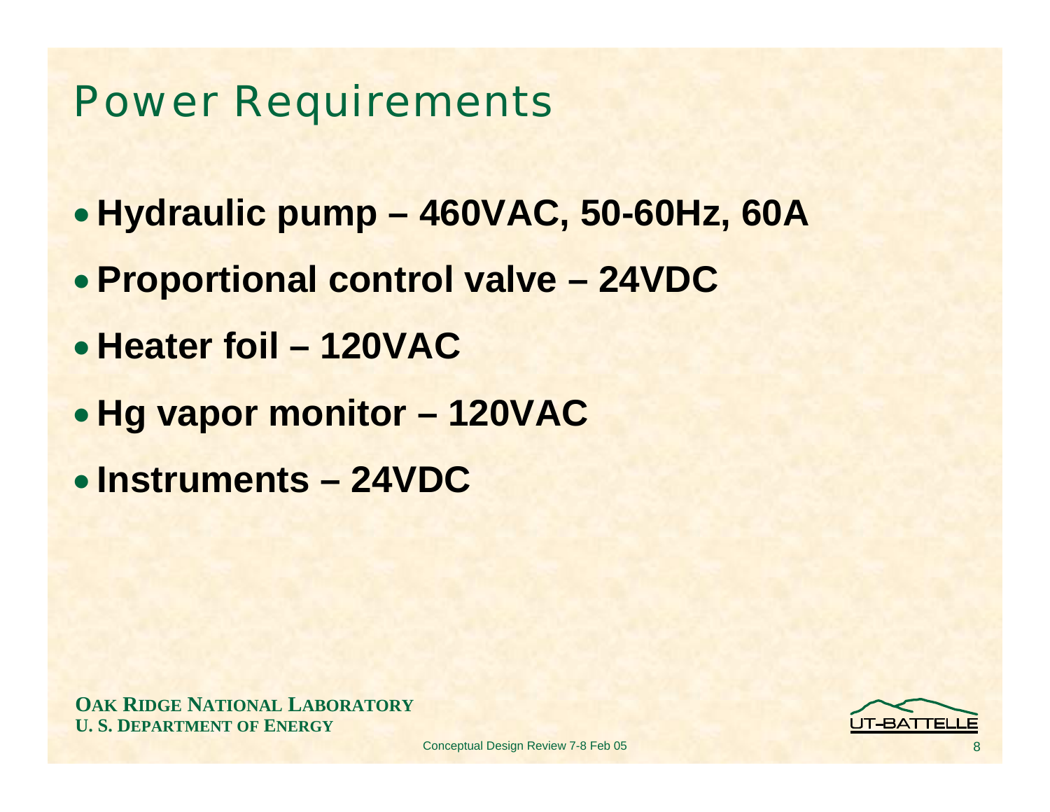# Power Requirements

- **Hydraulic pump – 460VAC, 50-60Hz, 60A**
- **Proportional control valve – 24VDC**
- **Heater foil – 120VAC**
- **Hg vapor monitor – 120VAC**
- **Instruments – 24VDC**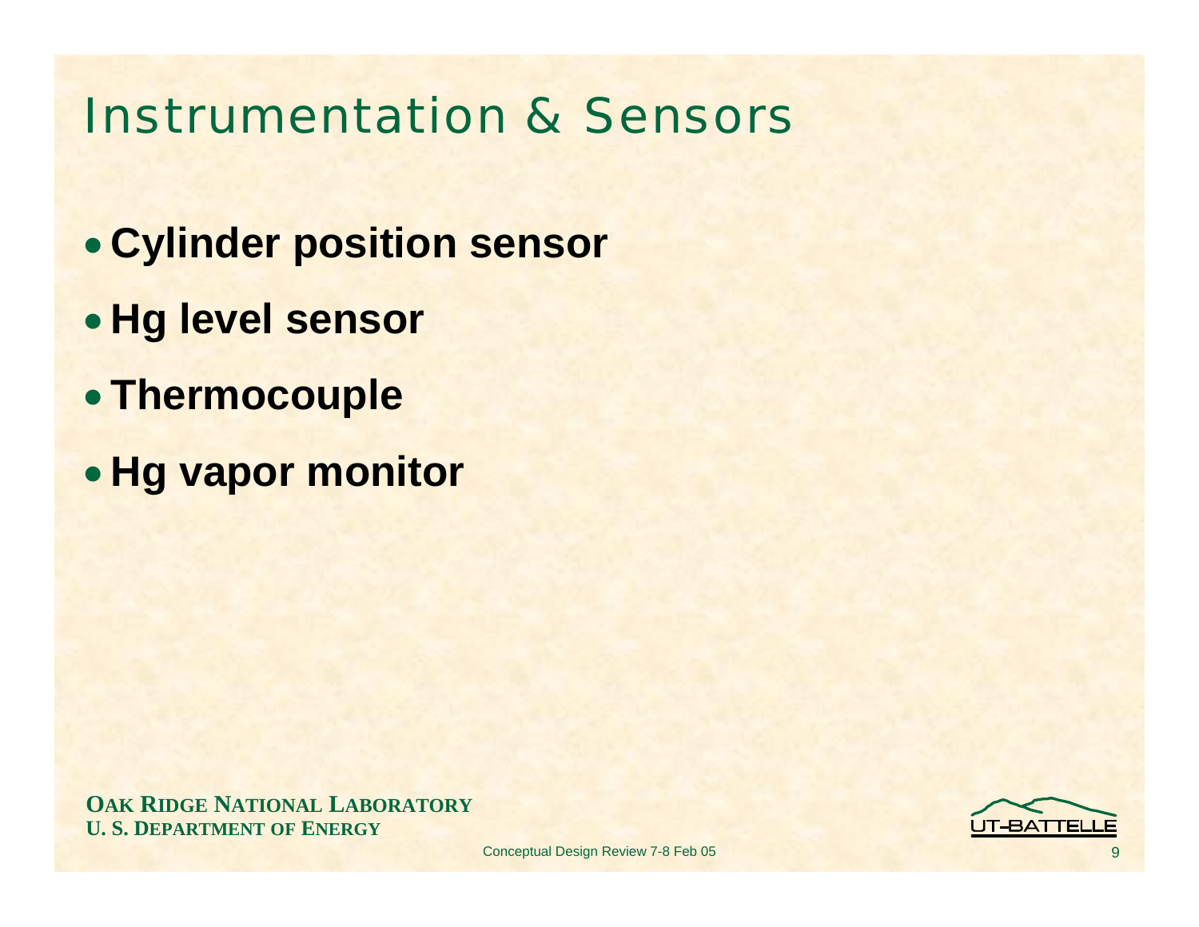# Instrumentation & Sensors

- **Cylinder position sensor**
- **Hg level sensor**
- **Thermocouple**
- **Hg vapor monitor**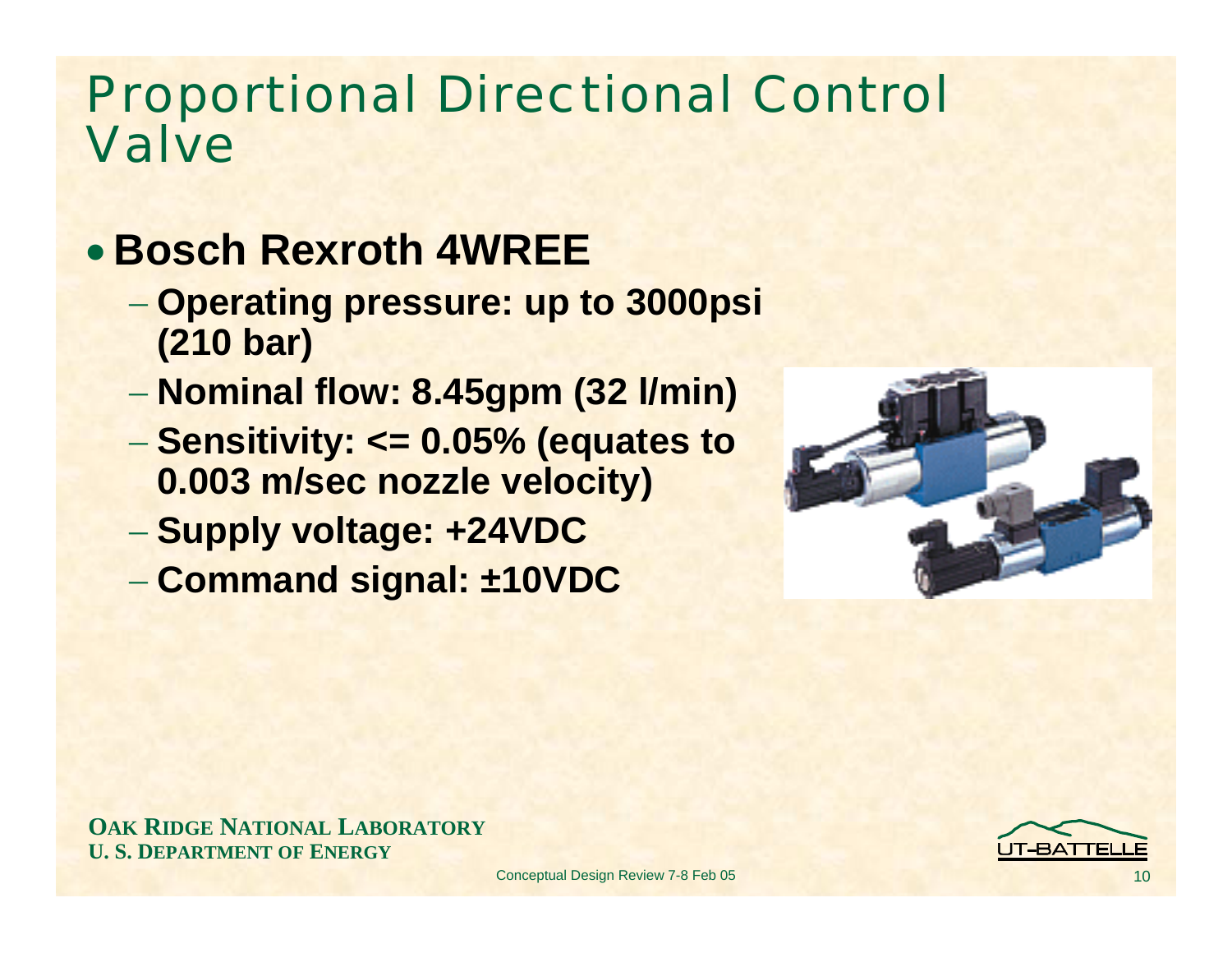# Proportional Directional Control Valve

- **Bosch Rexroth 4WREE**
  - **Operating pressure: up to 3000psi (210 bar)**
  - **Nominal flow: 8.45gpm (32 l/min)**
  - **Sensitivity: <= 0.05% (equates to 0.003 m/sec nozzle velocity)**
  - **Supply voltage: +24VDC**
  - **Command signal: ±10VDC**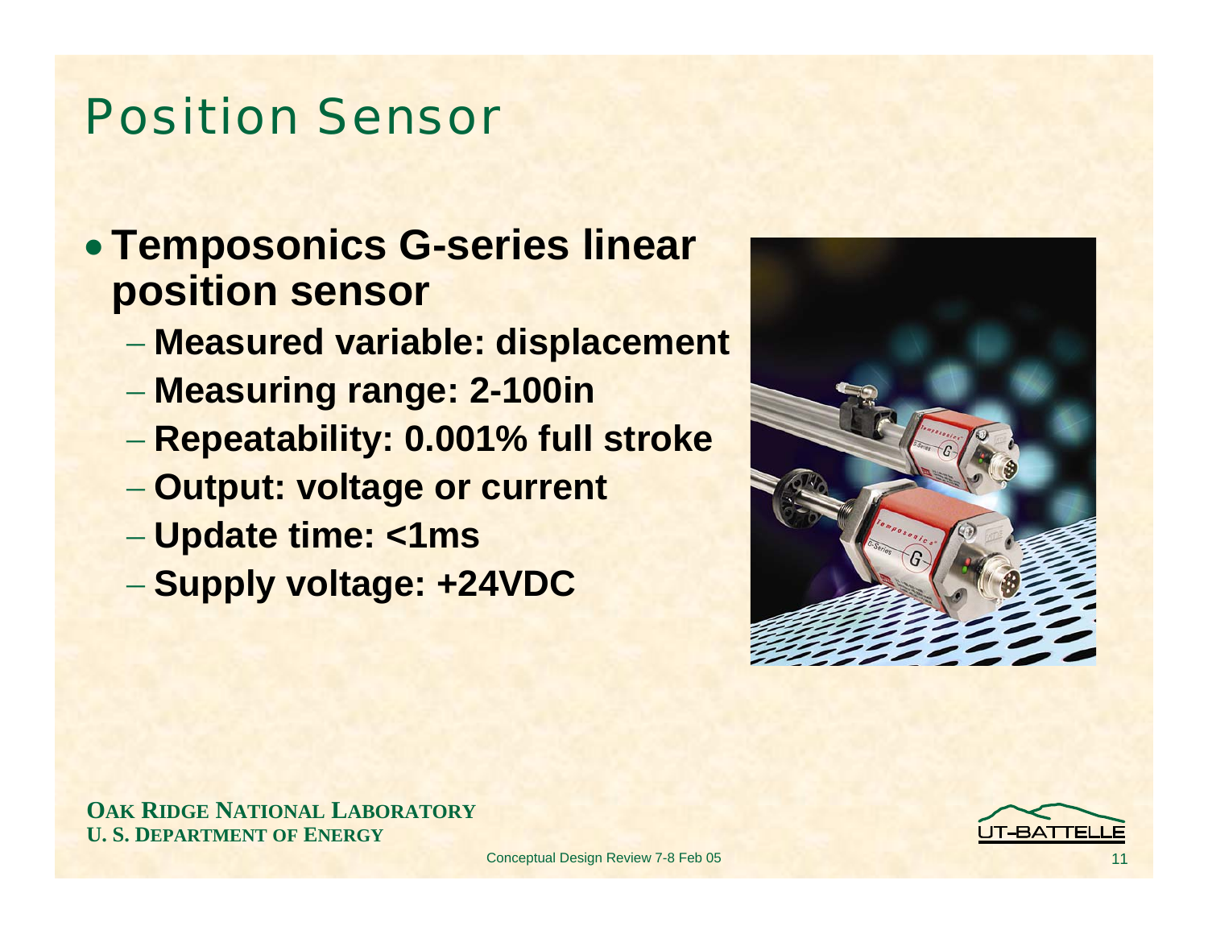# Position Sensor

- **Temposonics G-series linear position sensor**
  - **Measured variable: displacement**
  - **Measuring range: 2-100in**
  - **Repeatability: 0.001% full stroke**
  - **Output: voltage or current**
  - **Update time: <1ms**
  - **Supply voltage: +24VDC**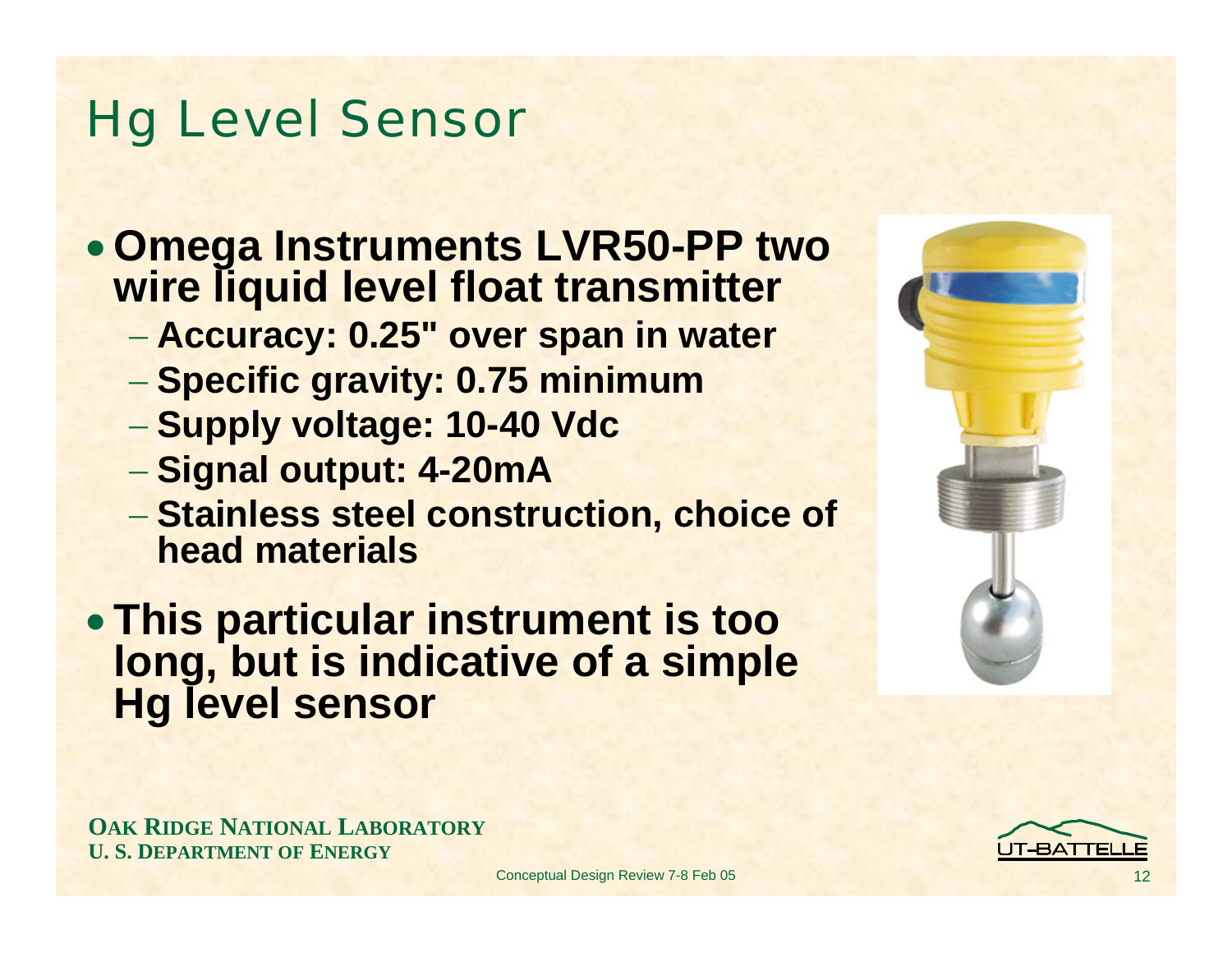# Hg Level Sensor

- **Omega Instruments LVR50-PP two wire liquid level float transmitter**
  - **Accuracy: 0.25" over span in water**
  - **Specific gravity: 0.75 minimum**
  - **Supply voltage: 10-40 Vdc**
  - **Signal output: 4-20mA**
  - **Stainless steel construction, choice of head materials**
- **This particular instrument is too long, but is indicative of a simple Hg level sensor**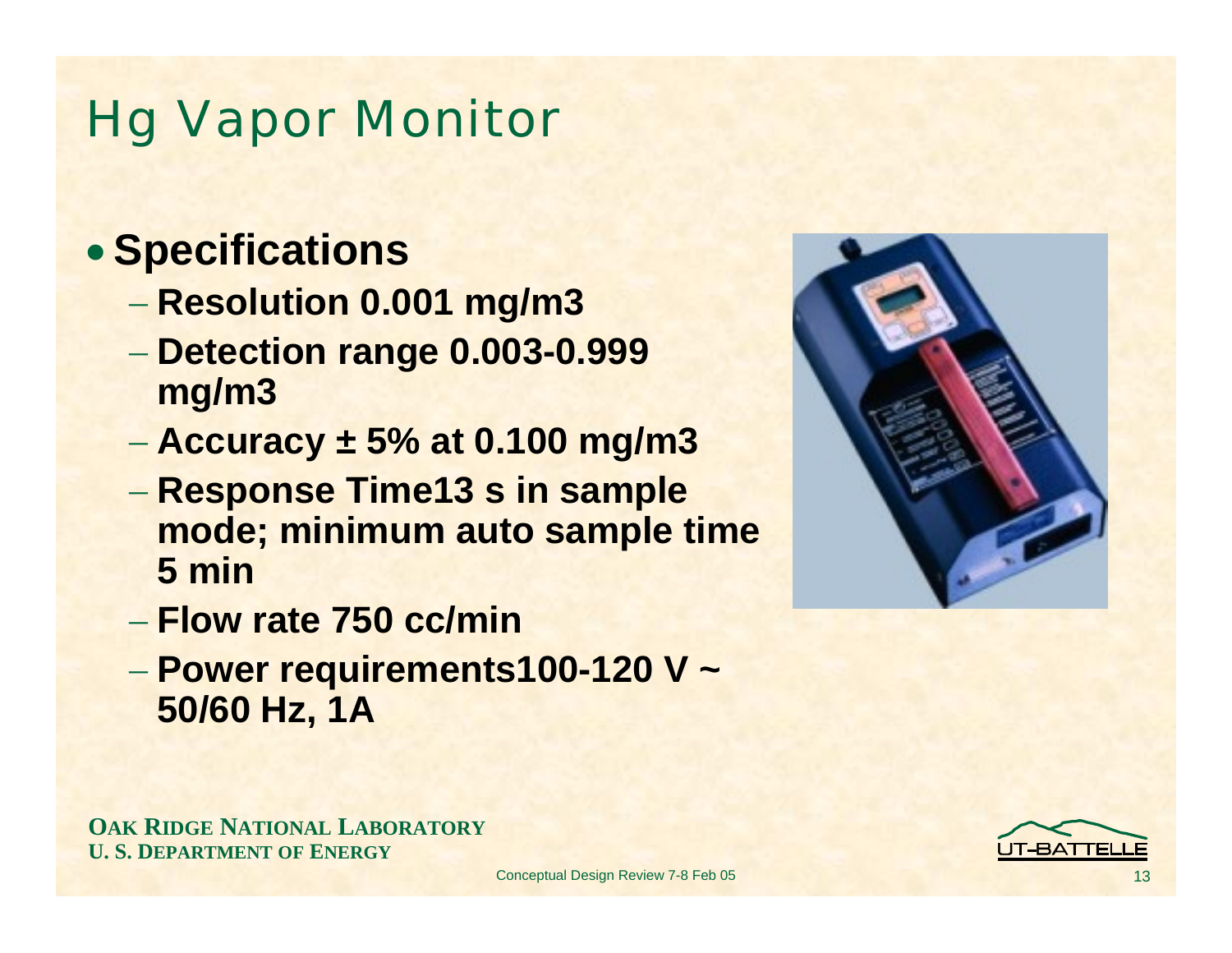# Hg Vapor Monitor

- **Specifications**
  - **Resolution 0.001 mg/m3**
  - **Detection range 0.003-0.999 mg/m3**
  - **Accuracy ± 5% at 0.100 mg/m3**
  - **Response Time13 s in sample mode; minimum auto sample time 5 min**
  - **Flow rate 750 cc/min**
  - **Power requirements100-120 V ~ 50/60 Hz, 1A**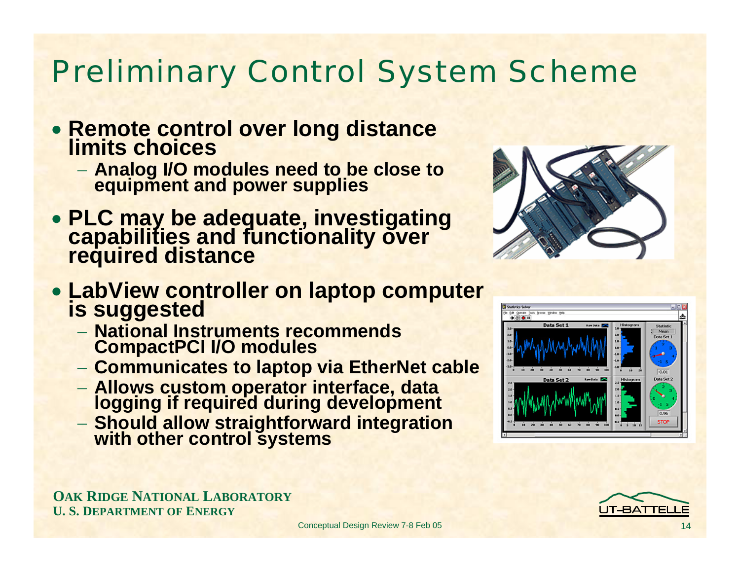# Preliminary Control System Scheme

- **Remote control over long distance limits choices**
  - **Analog I/O modules need to be close to equipment and power supplies**
- **PLC may be adequate, investigating capabilities and functionality over required distance**
- **LabView controller on laptop computer is suggested**
  - **National Instruments recommends CompactPCI I/O modules**
  - **Communicates to laptop via EtherNet cable**
  - **Allows custom operator interface, data logging if required during development**
  - **Should allow straightforward integration with other control systems**

**OAK RIDGE NATIONAL LABORATORY**
**U. S. DEPARTMENT OF ENERGY**

Conceptual Design Review 7-8 Feb 05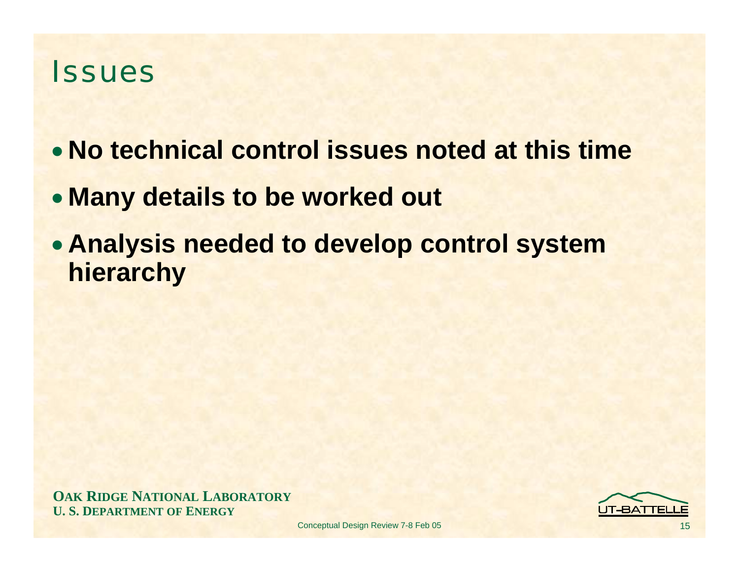# Issues

- **No technical control issues noted at this time**
- **Many details to be worked out**
- **Analysis needed to develop control system hierarchy**